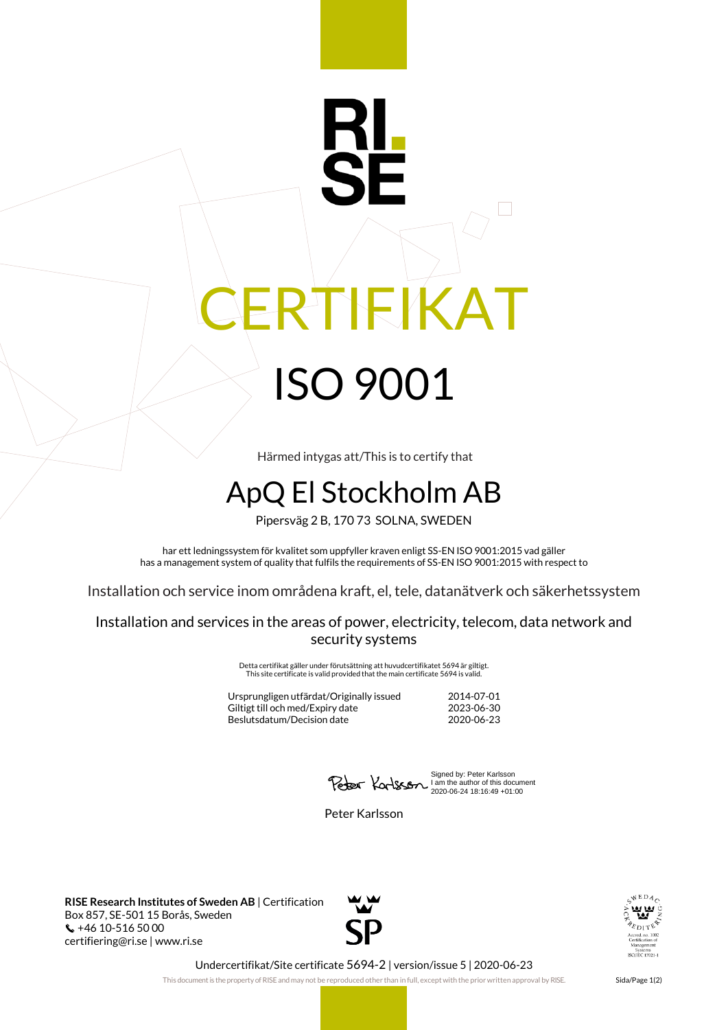# RI.SE

# CERTIFIKAT

# ISO 9001

Härmed intygas att/This is to certify that

## ApQ El Stockholm AB

Pipersväg 2 B, 170 73 SOLNA, SWEDEN

har ett ledningssystem för kvalitet som uppfyller kraven enligt SS-EN ISO 9001:2015 vad gäller
has a management system of quality that fulfils the requirements of SS-EN ISO 9001:2015 with respect to

Installation och service inom områdena kraft, el, tele, datanätverk och säkerhetssystem

Installation and services in the areas of power, electricity, telecom, data network and security systems

Detta certifikat gäller under förutsättning att huvudcertifikatet 5694 är giltigt.
This site certificate is valid provided that the main certificate 5694 is valid.

| | |
|---|---|
| Ursprungligen utfärdat/Originally issued | 2014-07-01 |
| Giltigt till och med/Expiry date | 2023-06-30 |
| Beslutsdatum/Decision date | 2020-06-23 |

Signed by: Peter Karlsson
I am the author of this document
2020-06-24 18:16:49 +01:00

Peter Karlsson

**RISE Research Institutes of Sweden AB** | Certification
Box 857, SE-501 15 Borås, Sweden
+46 10-516 50 00
certifiering@ri.se | www.ri.se

SP

SWEDAC ACKREDITERING
Ackred. nr. 1002
Certification of Management Systems
ISO/IEC 17021-1

Undercertifikat/Site certificate 5694-2 | version/issue 5 | 2020-06-23

This document is the property of RISE and may not be reproduced other than in full, except with the prior written approval by RISE.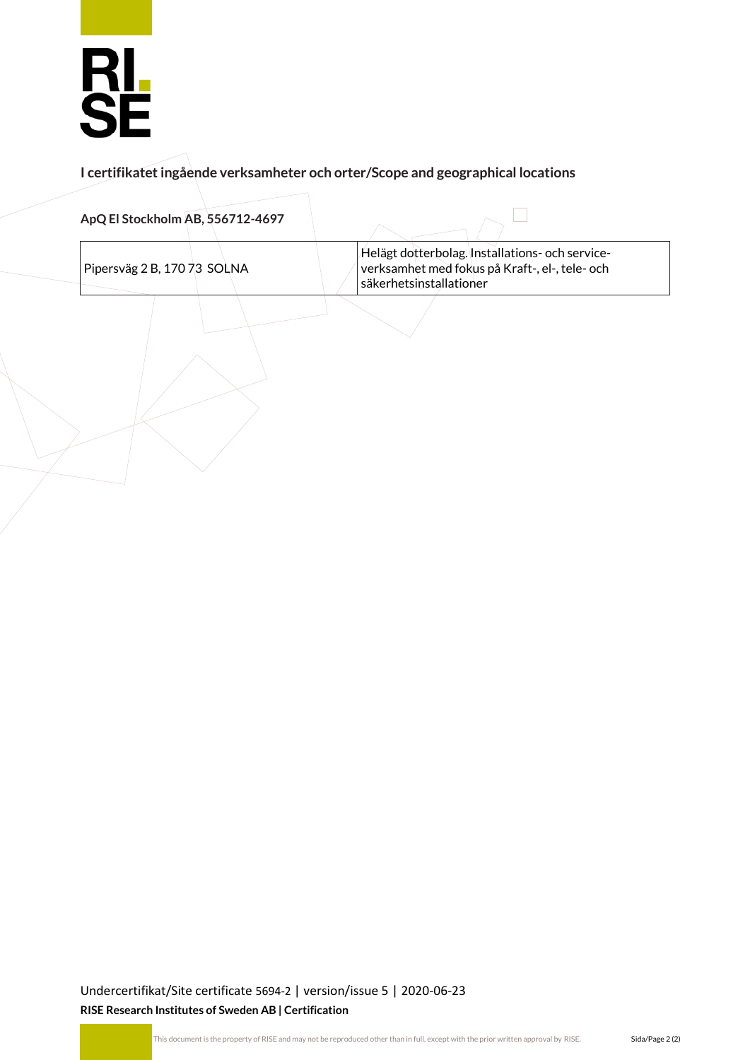## I certifikatet ingående verksamheter och orter/Scope and geographical locations

**ApQ El Stockholm AB, 556712-4697**

| | |
|---|---|
| Pipersväg 2 B, 170 73 SOLNA | Helägt dotterbolag. Installations- och service-verksamhet med fokus på Kraft-, el-, tele- och säkerhetsinstallationer |

Undercertifikat/Site certificate 5694-2 | version/issue 5 | 2020-06-23

**RISE Research Institutes of Sweden AB | Certification**

This document is the property of RISE and may not be reproduced other than in full, except with the prior written approval by RISE.